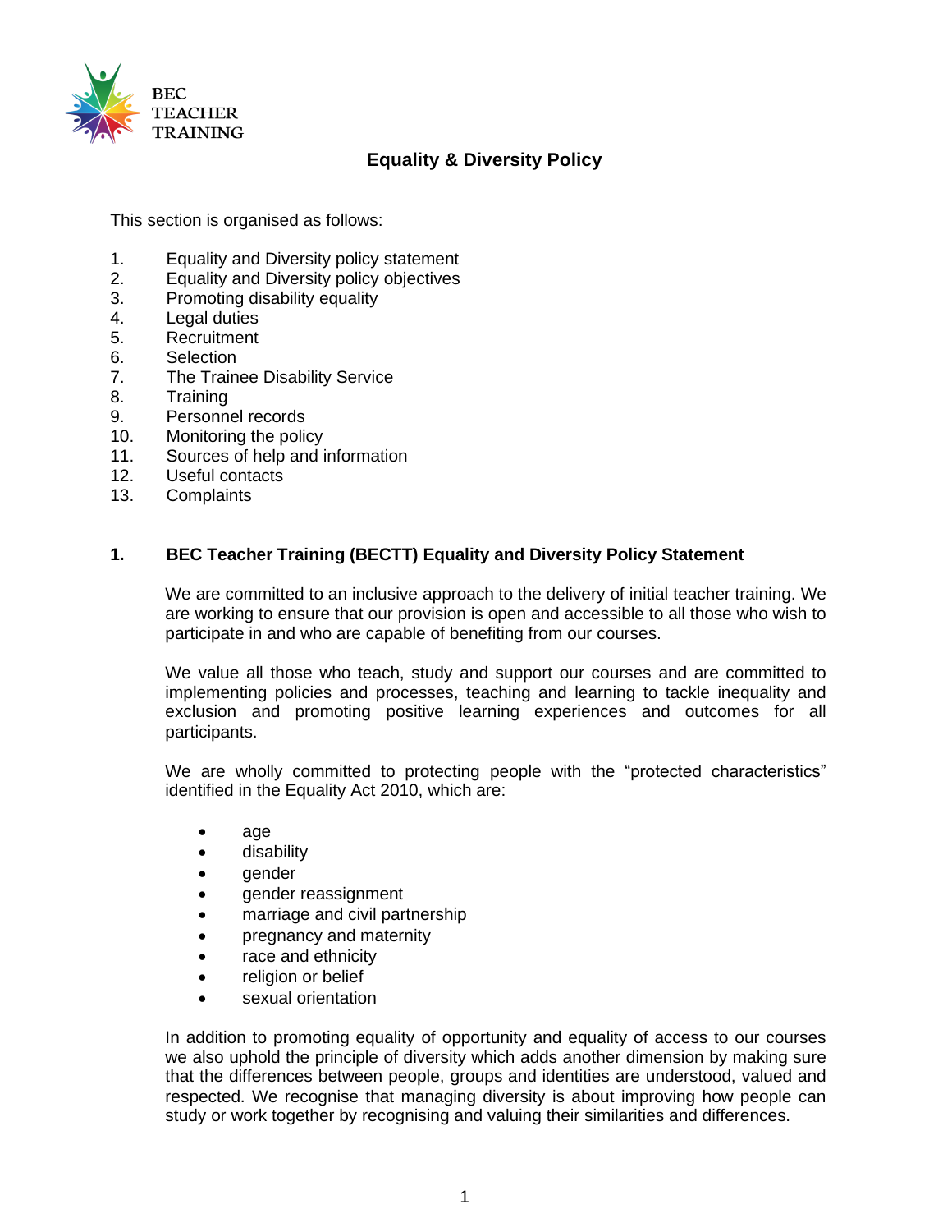BEC TEACHER TRAINING

# Equality & Diversity Policy

This section is organised as follows:

1. Equality and Diversity policy statement
2. Equality and Diversity policy objectives
3. Promoting disability equality
4. Legal duties
5. Recruitment
6. Selection
7. The Trainee Disability Service
8. Training
9. Personnel records
10. Monitoring the policy
11. Sources of help and information
12. Useful contacts
13. Complaints

## 1. BEC Teacher Training (BECTT) Equality and Diversity Policy Statement

We are committed to an inclusive approach to the delivery of initial teacher training. We are working to ensure that our provision is open and accessible to all those who wish to participate in and who are capable of benefiting from our courses.

We value all those who teach, study and support our courses and are committed to implementing policies and processes, teaching and learning to tackle inequality and exclusion and promoting positive learning experiences and outcomes for all participants.

We are wholly committed to protecting people with the "protected characteristics" identified in the Equality Act 2010, which are:

- age
- disability
- gender
- gender reassignment
- marriage and civil partnership
- pregnancy and maternity
- race and ethnicity
- religion or belief
- sexual orientation

In addition to promoting equality of opportunity and equality of access to our courses we also uphold the principle of diversity which adds another dimension by making sure that the differences between people, groups and identities are understood, valued and respected. We recognise that managing diversity is about improving how people can study or work together by recognising and valuing their similarities and differences.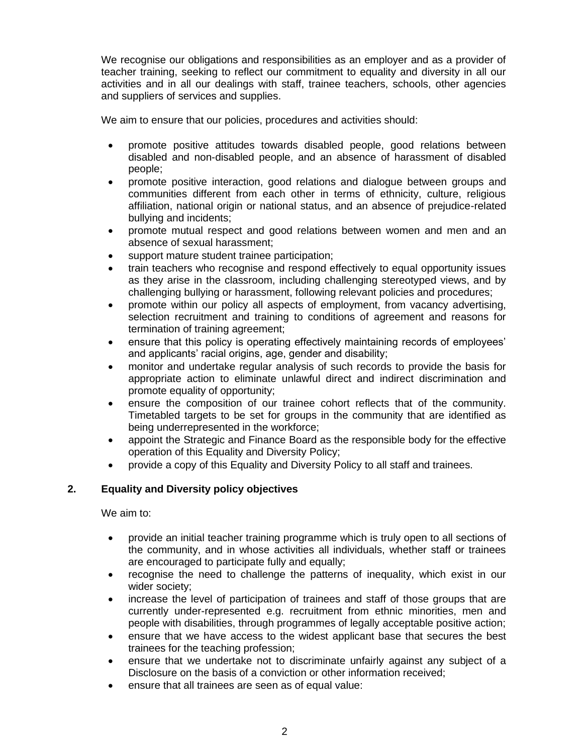We recognise our obligations and responsibilities as an employer and as a provider of teacher training, seeking to reflect our commitment to equality and diversity in all our activities and in all our dealings with staff, trainee teachers, schools, other agencies and suppliers of services and supplies.

We aim to ensure that our policies, procedures and activities should:

- promote positive attitudes towards disabled people, good relations between disabled and non-disabled people, and an absence of harassment of disabled people;
- promote positive interaction, good relations and dialogue between groups and communities different from each other in terms of ethnicity, culture, religious affiliation, national origin or national status, and an absence of prejudice-related bullying and incidents;
- promote mutual respect and good relations between women and men and an absence of sexual harassment;
- support mature student trainee participation;
- train teachers who recognise and respond effectively to equal opportunity issues as they arise in the classroom, including challenging stereotyped views, and by challenging bullying or harassment, following relevant policies and procedures;
- promote within our policy all aspects of employment, from vacancy advertising, selection recruitment and training to conditions of agreement and reasons for termination of training agreement;
- ensure that this policy is operating effectively maintaining records of employees' and applicants' racial origins, age, gender and disability;
- monitor and undertake regular analysis of such records to provide the basis for appropriate action to eliminate unlawful direct and indirect discrimination and promote equality of opportunity;
- ensure the composition of our trainee cohort reflects that of the community. Timetabled targets to be set for groups in the community that are identified as being underrepresented in the workforce;
- appoint the Strategic and Finance Board as the responsible body for the effective operation of this Equality and Diversity Policy;
- provide a copy of this Equality and Diversity Policy to all staff and trainees.

## 2. Equality and Diversity policy objectives

We aim to:

- provide an initial teacher training programme which is truly open to all sections of the community, and in whose activities all individuals, whether staff or trainees are encouraged to participate fully and equally;
- recognise the need to challenge the patterns of inequality, which exist in our wider society;
- increase the level of participation of trainees and staff of those groups that are currently under-represented e.g. recruitment from ethnic minorities, men and people with disabilities, through programmes of legally acceptable positive action;
- ensure that we have access to the widest applicant base that secures the best trainees for the teaching profession;
- ensure that we undertake not to discriminate unfairly against any subject of a Disclosure on the basis of a conviction or other information received;
- ensure that all trainees are seen as of equal value: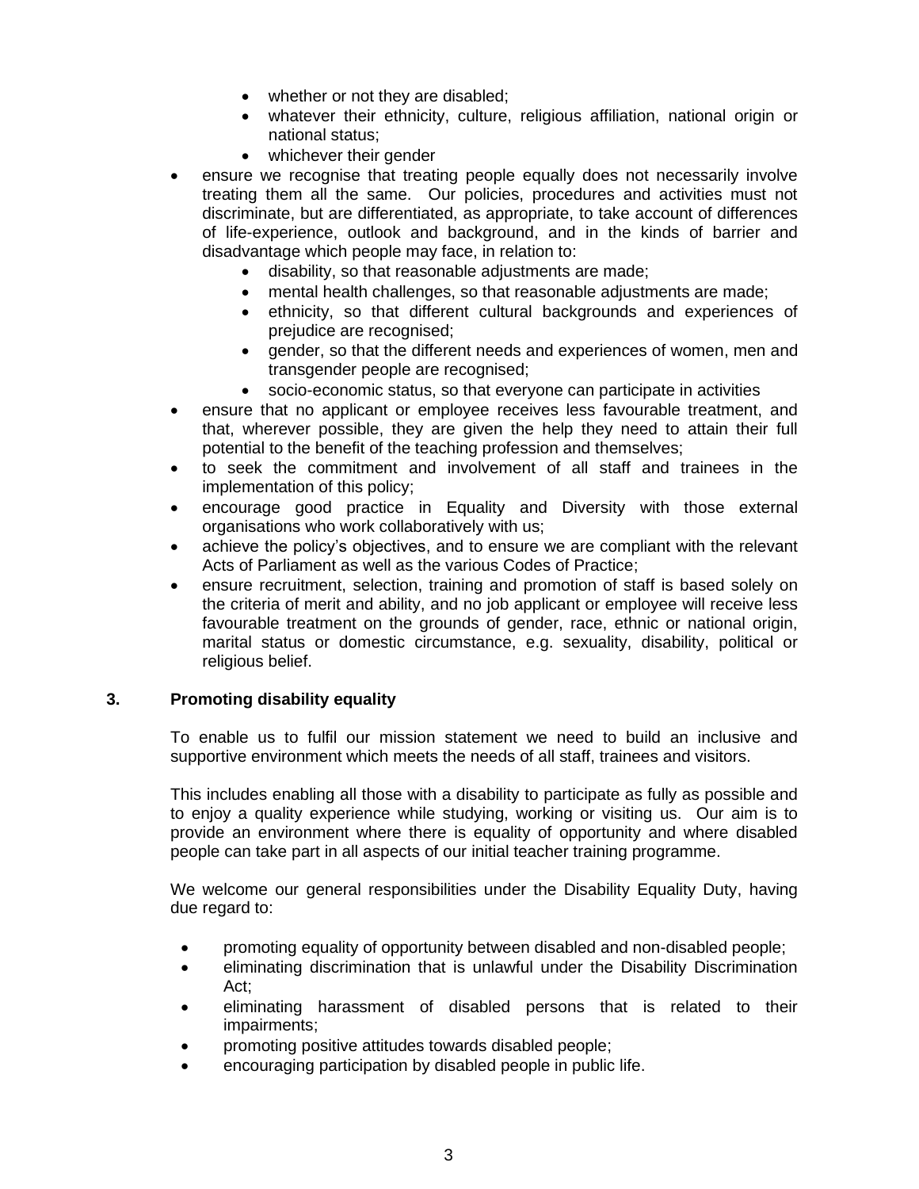- whether or not they are disabled;
    - whatever their ethnicity, culture, religious affiliation, national origin or national status;
    - whichever their gender
- ensure we recognise that treating people equally does not necessarily involve treating them all the same. Our policies, procedures and activities must not discriminate, but are differentiated, as appropriate, to take account of differences of life-experience, outlook and background, and in the kinds of barrier and disadvantage which people may face, in relation to:
    - disability, so that reasonable adjustments are made;
    - mental health challenges, so that reasonable adjustments are made;
    - ethnicity, so that different cultural backgrounds and experiences of prejudice are recognised;
    - gender, so that the different needs and experiences of women, men and transgender people are recognised;
    - socio-economic status, so that everyone can participate in activities
- ensure that no applicant or employee receives less favourable treatment, and that, wherever possible, they are given the help they need to attain their full potential to the benefit of the teaching profession and themselves;
- to seek the commitment and involvement of all staff and trainees in the implementation of this policy;
- encourage good practice in Equality and Diversity with those external organisations who work collaboratively with us;
- achieve the policy's objectives, and to ensure we are compliant with the relevant Acts of Parliament as well as the various Codes of Practice;
- ensure recruitment, selection, training and promotion of staff is based solely on the criteria of merit and ability, and no job applicant or employee will receive less favourable treatment on the grounds of gender, race, ethnic or national origin, marital status or domestic circumstance, e.g. sexuality, disability, political or religious belief.

## 3. Promoting disability equality

To enable us to fulfil our mission statement we need to build an inclusive and supportive environment which meets the needs of all staff, trainees and visitors.

This includes enabling all those with a disability to participate as fully as possible and to enjoy a quality experience while studying, working or visiting us. Our aim is to provide an environment where there is equality of opportunity and where disabled people can take part in all aspects of our initial teacher training programme.

We welcome our general responsibilities under the Disability Equality Duty, having due regard to:

- promoting equality of opportunity between disabled and non-disabled people;
- eliminating discrimination that is unlawful under the Disability Discrimination Act;
- eliminating harassment of disabled persons that is related to their impairments;
- promoting positive attitudes towards disabled people;
- encouraging participation by disabled people in public life.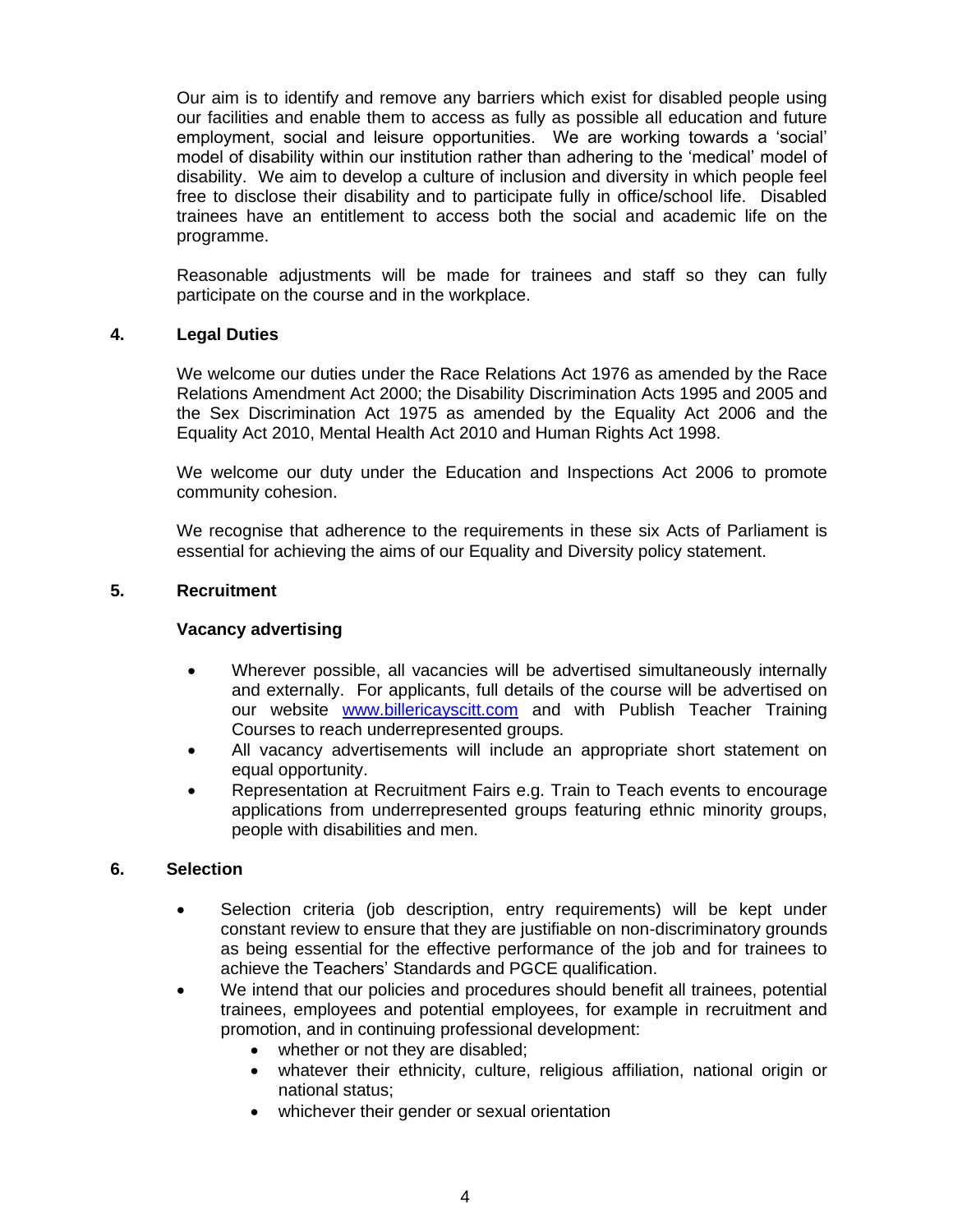Our aim is to identify and remove any barriers which exist for disabled people using our facilities and enable them to access as fully as possible all education and future employment, social and leisure opportunities. We are working towards a 'social' model of disability within our institution rather than adhering to the 'medical' model of disability. We aim to develop a culture of inclusion and diversity in which people feel free to disclose their disability and to participate fully in office/school life. Disabled trainees have an entitlement to access both the social and academic life on the programme.

Reasonable adjustments will be made for trainees and staff so they can fully participate on the course and in the workplace.

## 4. Legal Duties

We welcome our duties under the Race Relations Act 1976 as amended by the Race Relations Amendment Act 2000; the Disability Discrimination Acts 1995 and 2005 and the Sex Discrimination Act 1975 as amended by the Equality Act 2006 and the Equality Act 2010, Mental Health Act 2010 and Human Rights Act 1998.

We welcome our duty under the Education and Inspections Act 2006 to promote community cohesion.

We recognise that adherence to the requirements in these six Acts of Parliament is essential for achieving the aims of our Equality and Diversity policy statement.

## 5. Recruitment

### Vacancy advertising

- Wherever possible, all vacancies will be advertised simultaneously internally and externally. For applicants, full details of the course will be advertised on our website [www.billericayscitt.com](http://www.billericayscitt.com) and with Publish Teacher Training Courses to reach underrepresented groups.
- All vacancy advertisements will include an appropriate short statement on equal opportunity.
- Representation at Recruitment Fairs e.g. Train to Teach events to encourage applications from underrepresented groups featuring ethnic minority groups, people with disabilities and men.

## 6. Selection

- Selection criteria (job description, entry requirements) will be kept under constant review to ensure that they are justifiable on non-discriminatory grounds as being essential for the effective performance of the job and for trainees to achieve the Teachers' Standards and PGCE qualification.
- We intend that our policies and procedures should benefit all trainees, potential trainees, employees and potential employees, for example in recruitment and promotion, and in continuing professional development:
    - whether or not they are disabled;
    - whatever their ethnicity, culture, religious affiliation, national origin or national status;
    - whichever their gender or sexual orientation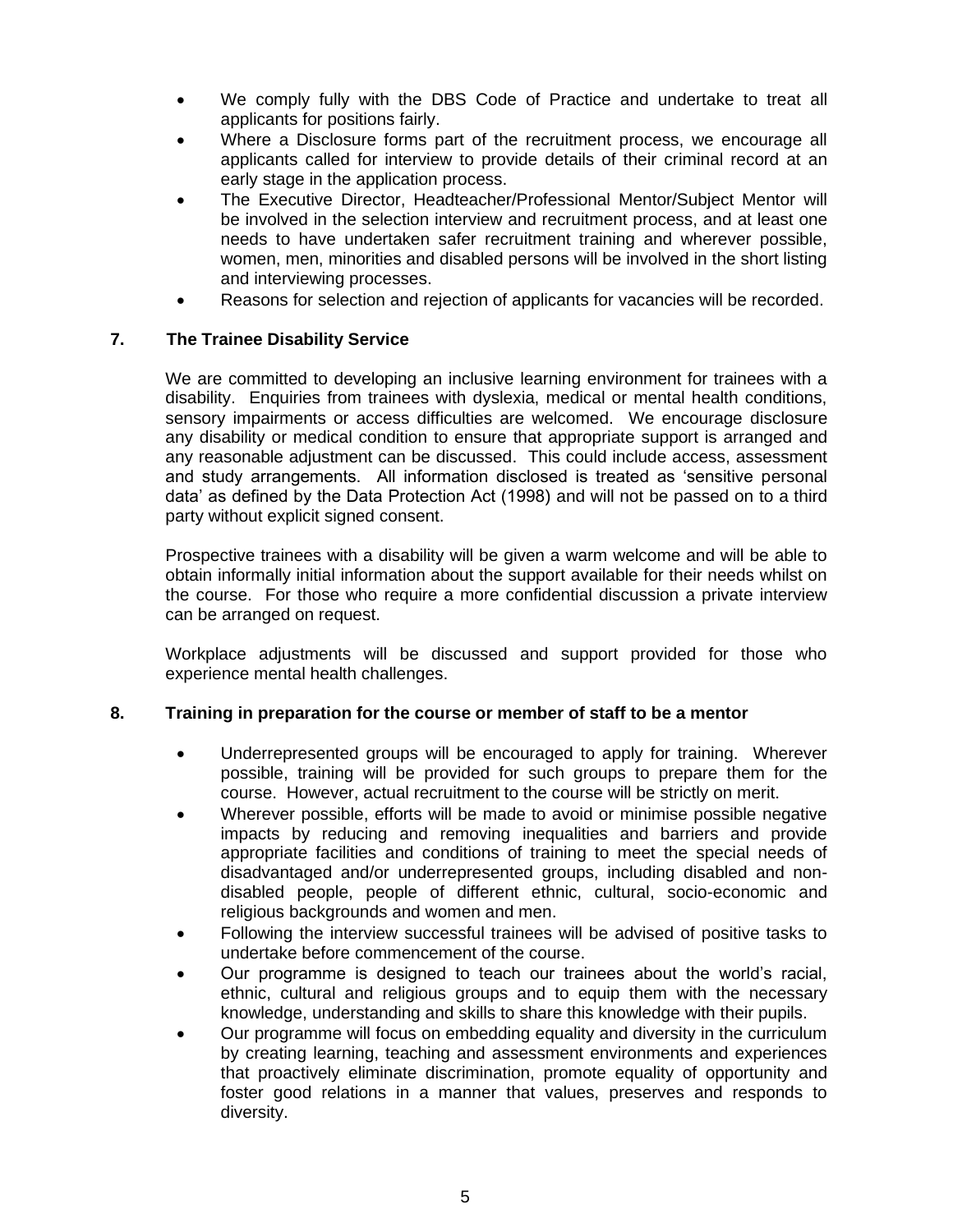- We comply fully with the DBS Code of Practice and undertake to treat all applicants for positions fairly.
- Where a Disclosure forms part of the recruitment process, we encourage all applicants called for interview to provide details of their criminal record at an early stage in the application process.
- The Executive Director, Headteacher/Professional Mentor/Subject Mentor will be involved in the selection interview and recruitment process, and at least one needs to have undertaken safer recruitment training and wherever possible, women, men, minorities and disabled persons will be involved in the short listing and interviewing processes.
- Reasons for selection and rejection of applicants for vacancies will be recorded.

## 7. The Trainee Disability Service

We are committed to developing an inclusive learning environment for trainees with a disability. Enquiries from trainees with dyslexia, medical or mental health conditions, sensory impairments or access difficulties are welcomed. We encourage disclosure any disability or medical condition to ensure that appropriate support is arranged and any reasonable adjustment can be discussed. This could include access, assessment and study arrangements. All information disclosed is treated as 'sensitive personal data' as defined by the Data Protection Act (1998) and will not be passed on to a third party without explicit signed consent.

Prospective trainees with a disability will be given a warm welcome and will be able to obtain informally initial information about the support available for their needs whilst on the course. For those who require a more confidential discussion a private interview can be arranged on request.

Workplace adjustments will be discussed and support provided for those who experience mental health challenges.

## 8. Training in preparation for the course or member of staff to be a mentor

- Underrepresented groups will be encouraged to apply for training. Wherever possible, training will be provided for such groups to prepare them for the course. However, actual recruitment to the course will be strictly on merit.
- Wherever possible, efforts will be made to avoid or minimise possible negative impacts by reducing and removing inequalities and barriers and provide appropriate facilities and conditions of training to meet the special needs of disadvantaged and/or underrepresented groups, including disabled and non-disabled people, people of different ethnic, cultural, socio-economic and religious backgrounds and women and men.
- Following the interview successful trainees will be advised of positive tasks to undertake before commencement of the course.
- Our programme is designed to teach our trainees about the world's racial, ethnic, cultural and religious groups and to equip them with the necessary knowledge, understanding and skills to share this knowledge with their pupils.
- Our programme will focus on embedding equality and diversity in the curriculum by creating learning, teaching and assessment environments and experiences that proactively eliminate discrimination, promote equality of opportunity and foster good relations in a manner that values, preserves and responds to diversity.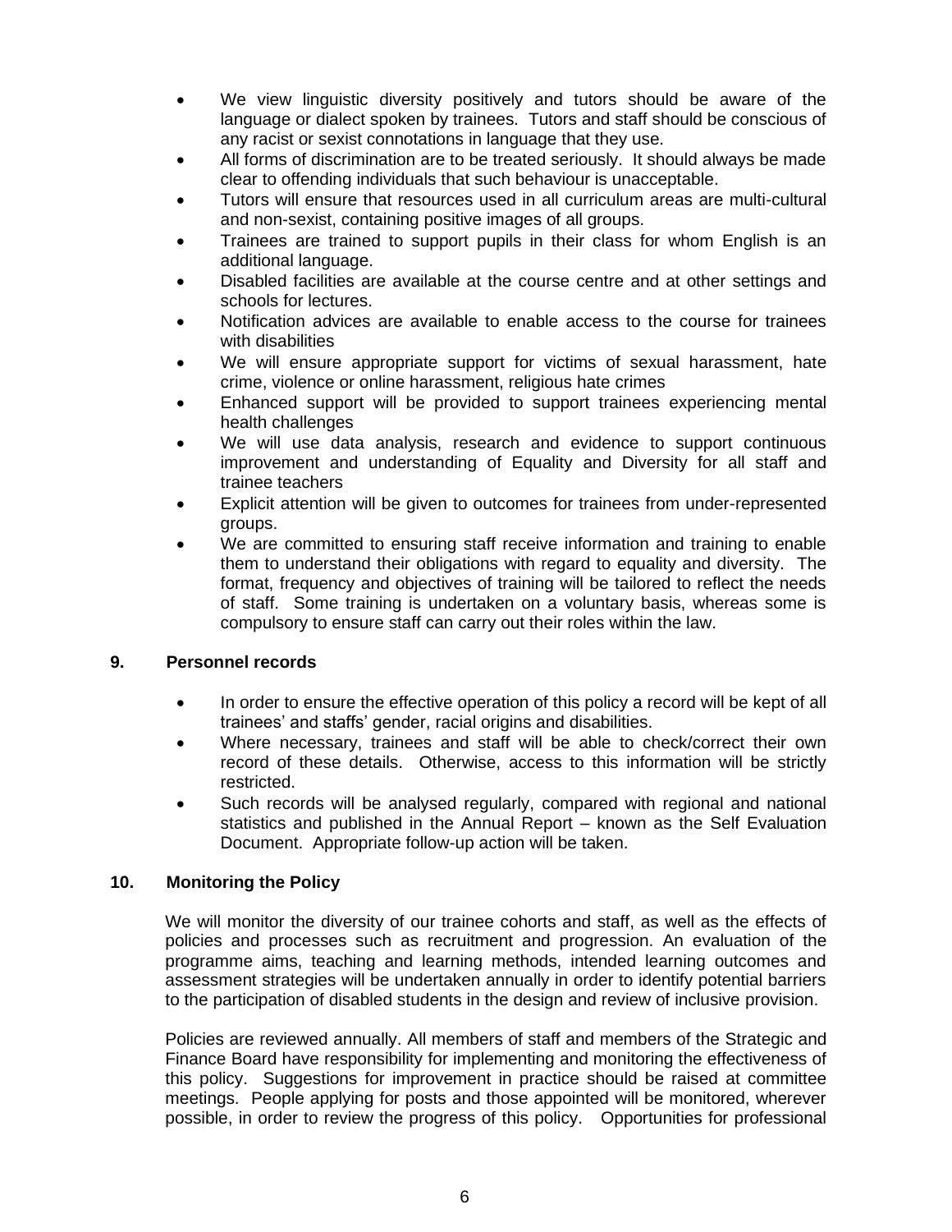- We view linguistic diversity positively and tutors should be aware of the language or dialect spoken by trainees. Tutors and staff should be conscious of any racist or sexist connotations in language that they use.
- All forms of discrimination are to be treated seriously. It should always be made clear to offending individuals that such behaviour is unacceptable.
- Tutors will ensure that resources used in all curriculum areas are multi-cultural and non-sexist, containing positive images of all groups.
- Trainees are trained to support pupils in their class for whom English is an additional language.
- Disabled facilities are available at the course centre and at other settings and schools for lectures.
- Notification advices are available to enable access to the course for trainees with disabilities
- We will ensure appropriate support for victims of sexual harassment, hate crime, violence or online harassment, religious hate crimes
- Enhanced support will be provided to support trainees experiencing mental health challenges
- We will use data analysis, research and evidence to support continuous improvement and understanding of Equality and Diversity for all staff and trainee teachers
- Explicit attention will be given to outcomes for trainees from under-represented groups.
- We are committed to ensuring staff receive information and training to enable them to understand their obligations with regard to equality and diversity. The format, frequency and objectives of training will be tailored to reflect the needs of staff. Some training is undertaken on a voluntary basis, whereas some is compulsory to ensure staff can carry out their roles within the law.

**9. Personnel records**

- In order to ensure the effective operation of this policy a record will be kept of all trainees' and staffs' gender, racial origins and disabilities.
- Where necessary, trainees and staff will be able to check/correct their own record of these details. Otherwise, access to this information will be strictly restricted.
- Such records will be analysed regularly, compared with regional and national statistics and published in the Annual Report – known as the Self Evaluation Document. Appropriate follow-up action will be taken.

**10. Monitoring the Policy**

We will monitor the diversity of our trainee cohorts and staff, as well as the effects of policies and processes such as recruitment and progression. An evaluation of the programme aims, teaching and learning methods, intended learning outcomes and assessment strategies will be undertaken annually in order to identify potential barriers to the participation of disabled students in the design and review of inclusive provision.

Policies are reviewed annually. All members of staff and members of the Strategic and Finance Board have responsibility for implementing and monitoring the effectiveness of this policy. Suggestions for improvement in practice should be raised at committee meetings. People applying for posts and those appointed will be monitored, wherever possible, in order to review the progress of this policy. Opportunities for professional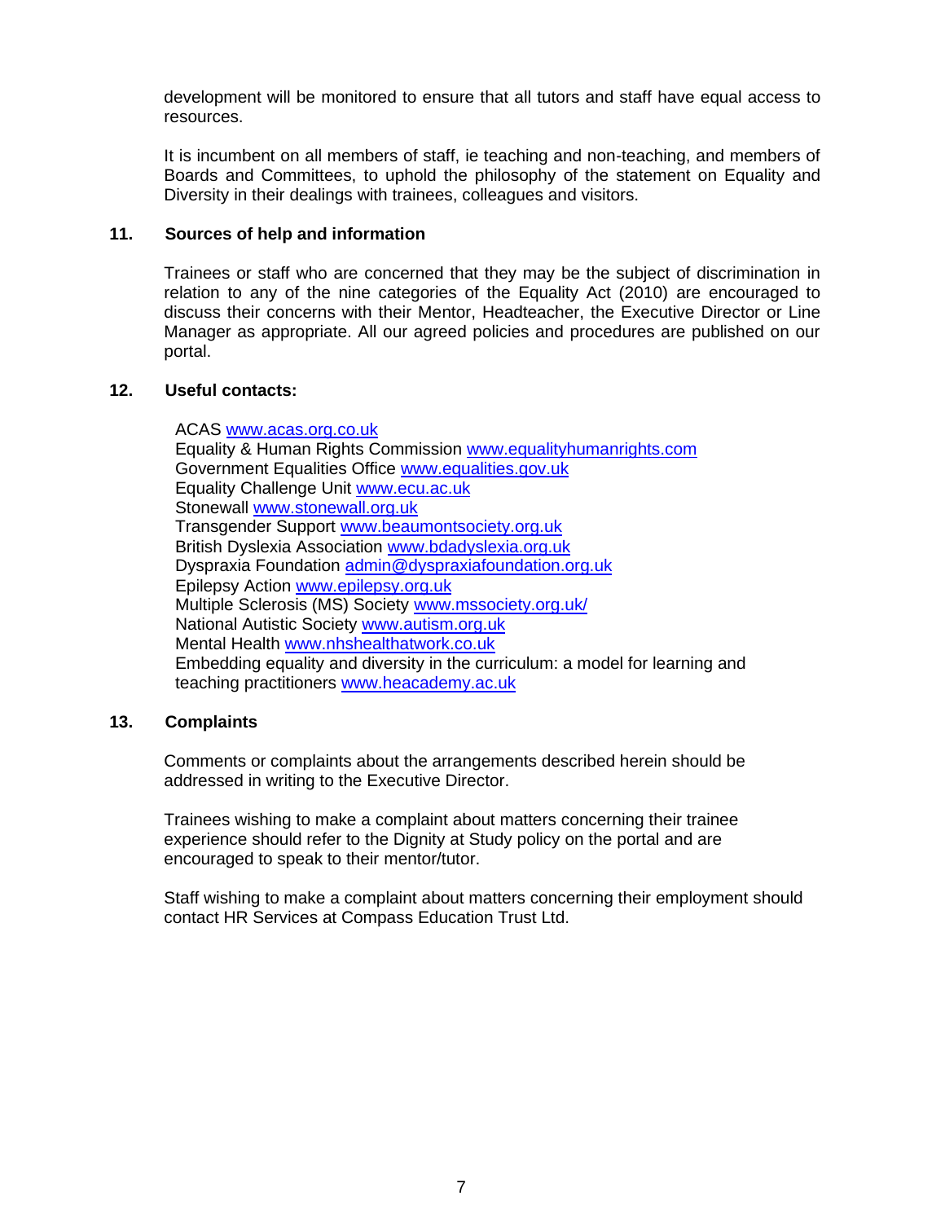development will be monitored to ensure that all tutors and staff have equal access to resources.

It is incumbent on all members of staff, ie teaching and non-teaching, and members of Boards and Committees, to uphold the philosophy of the statement on Equality and Diversity in their dealings with trainees, colleagues and visitors.

## 11. Sources of help and information

Trainees or staff who are concerned that they may be the subject of discrimination in relation to any of the nine categories of the Equality Act (2010) are encouraged to discuss their concerns with their Mentor, Headteacher, the Executive Director or Line Manager as appropriate. All our agreed policies and procedures are published on our portal.

## 12. Useful contacts:

ACAS www.acas.org.co.uk
Equality & Human Rights Commission www.equalityhumanrights.com
Government Equalities Office www.equalities.gov.uk
Equality Challenge Unit www.ecu.ac.uk
Stonewall www.stonewall.org.uk
Transgender Support www.beaumontsociety.org.uk
British Dyslexia Association www.bdadyslexia.org.uk
Dyspraxia Foundation admin@dyspraxiafoundation.org.uk
Epilepsy Action www.epilepsy.org.uk
Multiple Sclerosis (MS) Society www.mssociety.org.uk/
National Autistic Society www.autism.org.uk
Mental Health www.nhshealthatwork.co.uk
Embedding equality and diversity in the curriculum: a model for learning and teaching practitioners www.heacademy.ac.uk

## 13. Complaints

Comments or complaints about the arrangements described herein should be addressed in writing to the Executive Director.

Trainees wishing to make a complaint about matters concerning their trainee experience should refer to the Dignity at Study policy on the portal and are encouraged to speak to their mentor/tutor.

Staff wishing to make a complaint about matters concerning their employment should contact HR Services at Compass Education Trust Ltd.